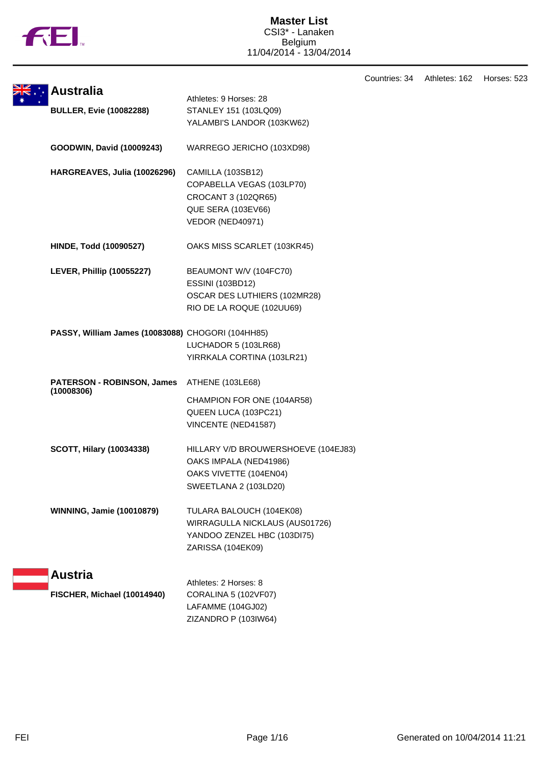# Master List

CSI3* - Lanaken
Belgium
11/04/2014 - 13/04/2014

Countries: 34 Athletes: 162 Horses: 523

## Australia

Athletes: 9 Horses: 28

| Athlete | Horses |
| --- | --- |
| **BULLER, Evie (10082288)** | STANLEY 151 (103LQ09) |
| | YALAMBI'S LANDOR (103KW62) |
| **GOODWIN, David (10009243)** | WARREGO JERICHO (103XD98) |
| **HARGREAVES, Julia (10026296)** | CAMILLA (103SB12) |
| | COPABELLA VEGAS (103LP70) |
| | CROCANT 3 (102QR65) |
| | QUE SERA (103EV66) |
| | VEDOR (NED40971) |
| **HINDE, Todd (10090527)** | OAKS MISS SCARLET (103KR45) |
| **LEVER, Phillip (10055227)** | BEAUMONT W/V (104FC70) |
| | ESSINI (103BD12) |
| | OSCAR DES LUTHIERS (102MR28) |
| | RIO DE LA ROQUE (102UU69) |
| **PASSY, William James (10083088)** | CHOGORI (104HH85) |
| | LUCHADOR 5 (103LR68) |
| | YIRRKALA CORTINA (103LR21) |
| **PATERSON - ROBINSON, James (10008306)** | ATHENE (103LE68) |
| | CHAMPION FOR ONE (104AR58) |
| | QUEEN LUCA (103PC21) |
| | VINCENTE (NED41587) |
| **SCOTT, Hilary (10034338)** | HILLARY V/D BROUWERSHOEVE (104EJ83) |
| | OAKS IMPALA (NED41986) |
| | OAKS VIVETTE (104EN04) |
| | SWEETLANA 2 (103LD20) |
| **WINNING, Jamie (10010879)** | TULARA BALOUCH (104EK08) |
| | WIRRAGULLA NICKLAUS (AUS01726) |
| | YANDOO ZENZEL HBC (103DI75) |
| | ZARISSA (104EK09) |

## Austria

Athletes: 2 Horses: 8

| Athlete | Horses |
| --- | --- |
| **FISCHER, Michael (10014940)** | CORALINA 5 (102VF07) |
| | LAFAMME (104GJ02) |
| | ZIZANDRO P (103IW64) |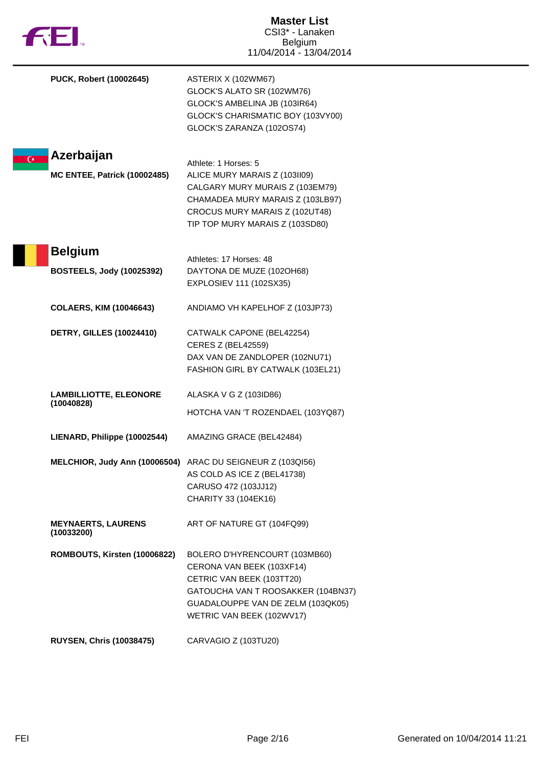**PUCK, Robert (10002645)**
- ASTERIX X (102WM67)
- GLOCK'S ALATO SR (102WM76)
- GLOCK'S AMBELINA JB (103IR64)
- GLOCK'S CHARISMATIC BOY (103VY00)
- GLOCK'S ZARANZA (102OS74)

## Azerbaijan

Athlete: 1 Horses: 5

**MC ENTEE, Patrick (10002485)**
- ALICE MURY MARAIS Z (103II09)
- CALGARY MURY MURAIS Z (103EM79)
- CHAMADEA MURY MARAIS Z (103LB97)
- CROCUS MURY MARAIS Z (102UT48)
- TIP TOP MURY MARAIS Z (103SD80)

## Belgium

Athletes: 17 Horses: 48

**BOSTEELS, Jody (10025392)**
- DAYTONA DE MUZE (102OH68)
- EXPLOSIEV 111 (102SX35)

**COLAERS, KIM (10046643)**
- ANDIAMO VH KAPELHOF Z (103JP73)

**DETRY, GILLES (10024410)**
- CATWALK CAPONE (BEL42254)
- CERES Z (BEL42559)
- DAX VAN DE ZANDLOPER (102NU71)
- FASHION GIRL BY CATWALK (103EL21)

**LAMBILLIOTTE, ELEONORE (10040828)**
- ALASKA V G Z (103ID86)
- HOTCHA VAN 'T ROZENDAEL (103YQ87)

**LIENARD, Philippe (10002544)**
- AMAZING GRACE (BEL42484)

**MELCHIOR, Judy Ann (10006504)**
- ARAC DU SEIGNEUR Z (103QI56)
- AS COLD AS ICE Z (BEL41738)
- CARUSO 472 (103JJ12)
- CHARITY 33 (104EK16)

**MEYNAERTS, LAURENS (10033200)**
- ART OF NATURE GT (104FQ99)

**ROMBOUTS, Kirsten (10006822)**
- BOLERO D'HYRENCOURT (103MB60)
- CERONA VAN BEEK (103XF14)
- CETRIC VAN BEEK (103TT20)
- GATOUCHA VAN T ROOSAKKER (104BN37)
- GUADALOUPPE VAN DE ZELM (103QK05)
- WETRIC VAN BEEK (102WV17)

**RUYSEN, Chris (10038475)**
- CARVAGIO Z (103TU20)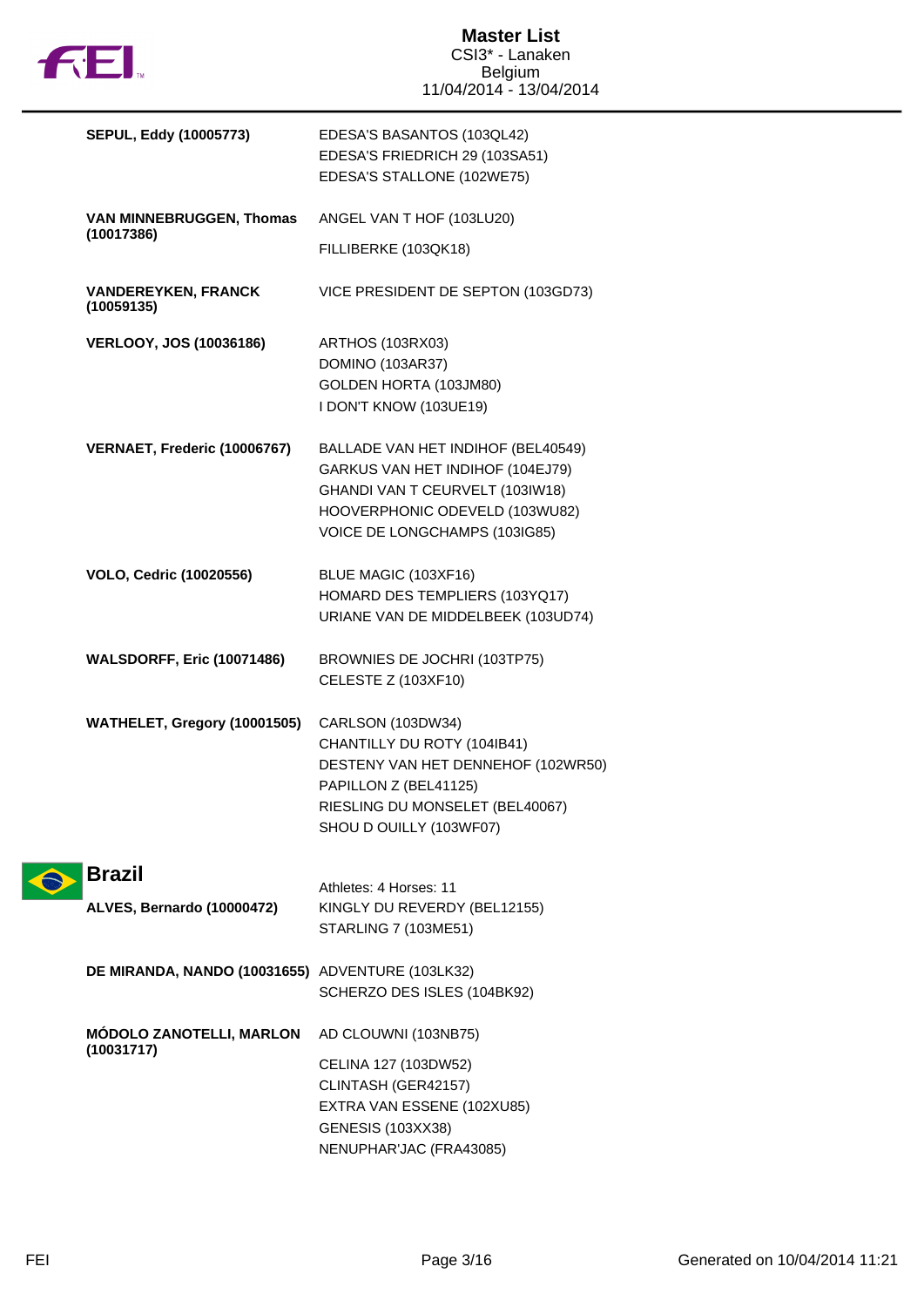# Master List
CSI3* - Lanaken
Belgium
11/04/2014 - 13/04/2014

| Athlete | Horses |
| --- | --- |
| **SEPUL, Eddy (10005773)** | EDESA'S BASANTOS (103QL42)<br>EDESA'S FRIEDRICH 29 (103SA51)<br>EDESA'S STALLONE (102WE75) |
| **VAN MINNEBRUGGEN, Thomas (10017386)** | ANGEL VAN T HOF (103LU20)<br>FILLIBERKE (103QK18) |
| **VANDEREYKEN, FRANCK (10059135)** | VICE PRESIDENT DE SEPTON (103GD73) |
| **VERLOOY, JOS (10036186)** | ARTHOS (103RX03)<br>DOMINO (103AR37)<br>GOLDEN HORTA (103JM80)<br>I DON'T KNOW (103UE19) |
| **VERNAET, Frederic (10006767)** | BALLADE VAN HET INDIHOF (BEL40549)<br>GARKUS VAN HET INDIHOF (104EJ79)<br>GHANDI VAN T CEURVELT (103IW18)<br>HOOVERPHONIC ODEVELD (103WU82)<br>VOICE DE LONGCHAMPS (103IG85) |
| **VOLO, Cedric (10020556)** | BLUE MAGIC (103XF16)<br>HOMARD DES TEMPLIERS (103YQ17)<br>URIANE VAN DE MIDDELBEEK (103UD74) |
| **WALSDORFF, Eric (10071486)** | BROWNIES DE JOCHRI (103TP75)<br>CELESTE Z (103XF10) |
| **WATHELET, Gregory (10001505)** | CARLSON (103DW34)<br>CHANTILLY DU ROTY (104IB41)<br>DESTENY VAN HET DENNEHOF (102WR50)<br>PAPILLON Z (BEL41125)<br>RIESLING DU MONSELET (BEL40067)<br>SHOU D OUILLY (103WF07) |

## Brazil

Athletes: 4 Horses: 11

| Athlete | Horses |
| --- | --- |
| **ALVES, Bernardo (10000472)** | KINGLY DU REVERDY (BEL12155)<br>STARLING 7 (103ME51) |
| **DE MIRANDA, NANDO (10031655)** | ADVENTURE (103LK32)<br>SCHERZO DES ISLES (104BK92) |
| **MÓDOLO ZANOTELLI, MARLON (10031717)** | AD CLOUWNI (103NB75)<br>CELINA 127 (103DW52)<br>CLINTASH (GER42157)<br>EXTRA VAN ESSENE (102XU85)<br>GENESIS (103XX38)<br>NENUPHAR'JAC (FRA43085) |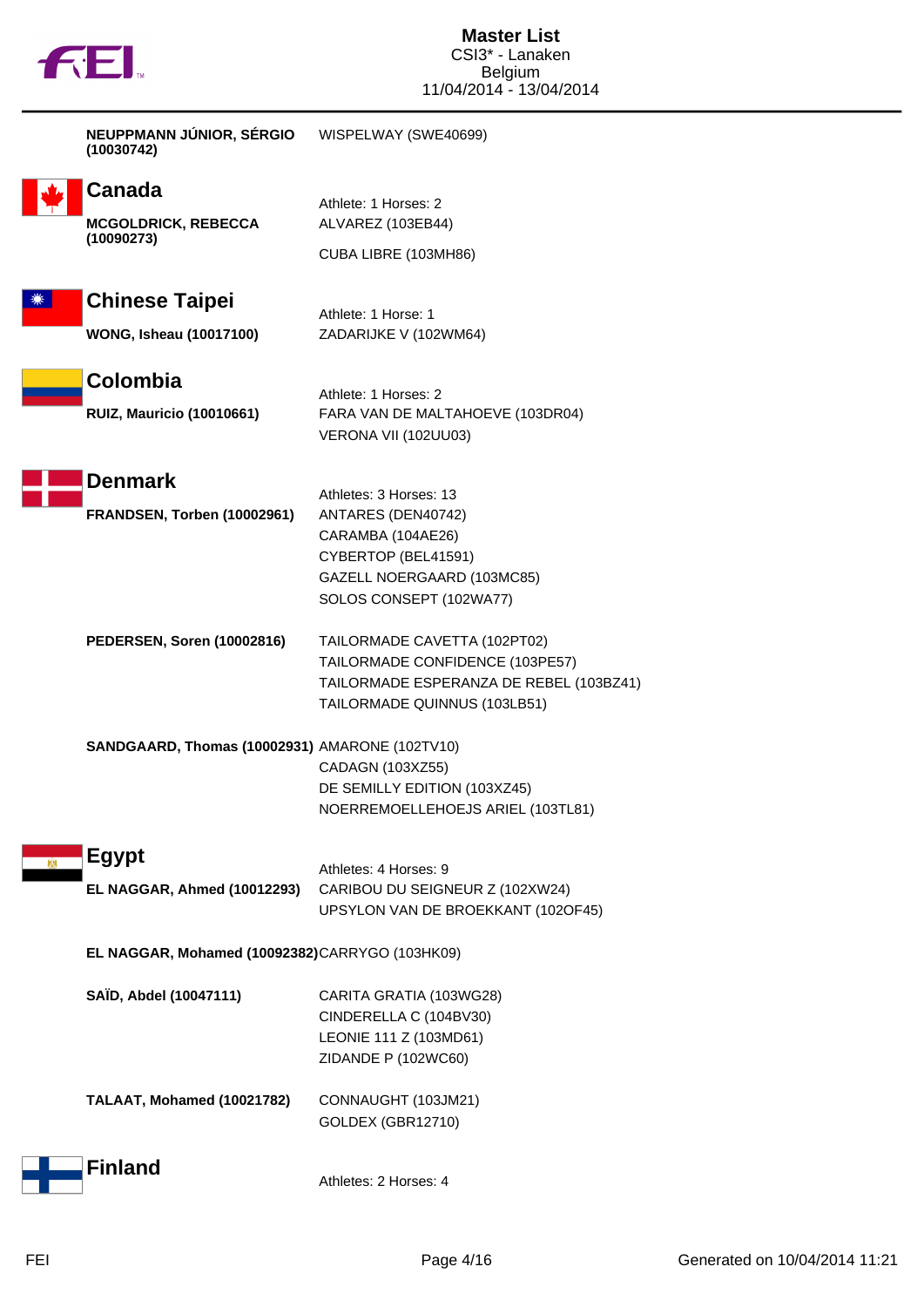**NEUPPMANN JÚNIOR, SÉRGIO (10030742)** WISPELWAY (SWE40699)

## Canada

Athlete: 1 Horses: 2

**MCGOLDRICK, REBECCA (10090273)**
ALVAREZ (103EB44)
CUBA LIBRE (103MH86)

## Chinese Taipei

Athlete: 1 Horse: 1

**WONG, Isheau (10017100)**
ZADARIJKE V (102WM64)

## Colombia

Athlete: 1 Horses: 2

**RUIZ, Mauricio (10010661)**
FARA VAN DE MALTAHOEVE (103DR04)
VERONA VII (102UU03)

## Denmark

Athletes: 3 Horses: 13

**FRANDSEN, Torben (10002961)**
ANTARES (DEN40742)
CARAMBA (104AE26)
CYBERTOP (BEL41591)
GAZELL NOERGAARD (103MC85)
SOLOS CONSEPT (102WA77)

**PEDERSEN, Soren (10002816)**
TAILORMADE CAVETTA (102PT02)
TAILORMADE CONFIDENCE (103PE57)
TAILORMADE ESPERANZA DE REBEL (103BZ41)
TAILORMADE QUINNUS (103LB51)

**SANDGAARD, Thomas (10002931)**
AMARONE (102TV10)
CADAGN (103XZ55)
DE SEMILLY EDITION (103XZ45)
NOERREMOELLEHOEJS ARIEL (103TL81)

## Egypt

Athletes: 4 Horses: 9

**EL NAGGAR, Ahmed (10012293)**
CARIBOU DU SEIGNEUR Z (102XW24)
UPSYLON VAN DE BROEKKANT (102OF45)

**EL NAGGAR, Mohamed (10092382)**
CARRYGO (103HK09)

**SAÏD, Abdel (10047111)**
CARITA GRATIA (103WG28)
CINDERELLA C (104BV30)
LEONIE 111 Z (103MD61)
ZIDANDE P (102WC60)

**TALAAT, Mohamed (10021782)**
CONNAUGHT (103JM21)
GOLDEX (GBR12710)

## Finland

Athletes: 2 Horses: 4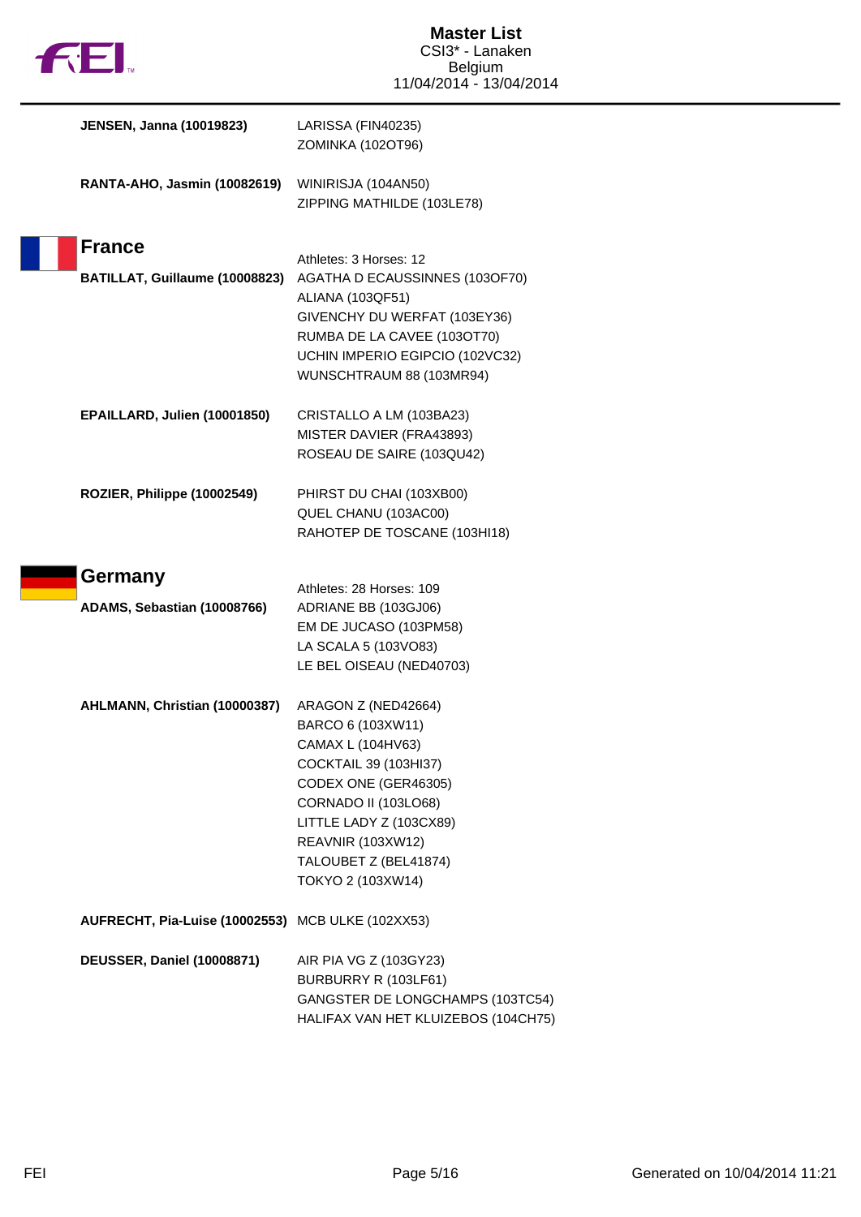**JENSEN, Janna (10019823)**
LARISSA (FIN40235)
ZOMINKA (102OT96)

**RANTA-AHO, Jasmin (10082619)**
WINIRISJA (104AN50)
ZIPPING MATHILDE (103LE78)

## France

Athletes: 3 Horses: 12

**BATILLAT, Guillaume (10008823)**
AGATHA D ECAUSSINNES (103OF70)
ALIANA (103QF51)
GIVENCHY DU WERFAT (103EY36)
RUMBA DE LA CAVEE (103OT70)
UCHIN IMPERIO EGIPCIO (102VC32)
WUNSCHTRAUM 88 (103MR94)

**EPAILLARD, Julien (10001850)**
CRISTALLO A LM (103BA23)
MISTER DAVIER (FRA43893)
ROSEAU DE SAIRE (103QU42)

**ROZIER, Philippe (10002549)**
PHIRST DU CHAI (103XB00)
QUEL CHANU (103AC00)
RAHOTEP DE TOSCANE (103HI18)

## Germany

Athletes: 28 Horses: 109

**ADAMS, Sebastian (10008766)**
ADRIANE BB (103GJ06)
EM DE JUCASO (103PM58)
LA SCALA 5 (103VO83)
LE BEL OISEAU (NED40703)

**AHLMANN, Christian (10000387)**
ARAGON Z (NED42664)
BARCO 6 (103XW11)
CAMAX L (104HV63)
COCKTAIL 39 (103HI37)
CODEX ONE (GER46305)
CORNADO II (103LO68)
LITTLE LADY Z (103CX89)
REAVNIR (103XW12)
TALOUBET Z (BEL41874)
TOKYO 2 (103XW14)

**AUFRECHT, Pia-Luise (10002553)**
MCB ULKE (102XX53)

**DEUSSER, Daniel (10008871)**
AIR PIA VG Z (103GY23)
BURBURRY R (103LF61)
GANGSTER DE LONGCHAMPS (103TC54)
HALIFAX VAN HET KLUIZEBOS (104CH75)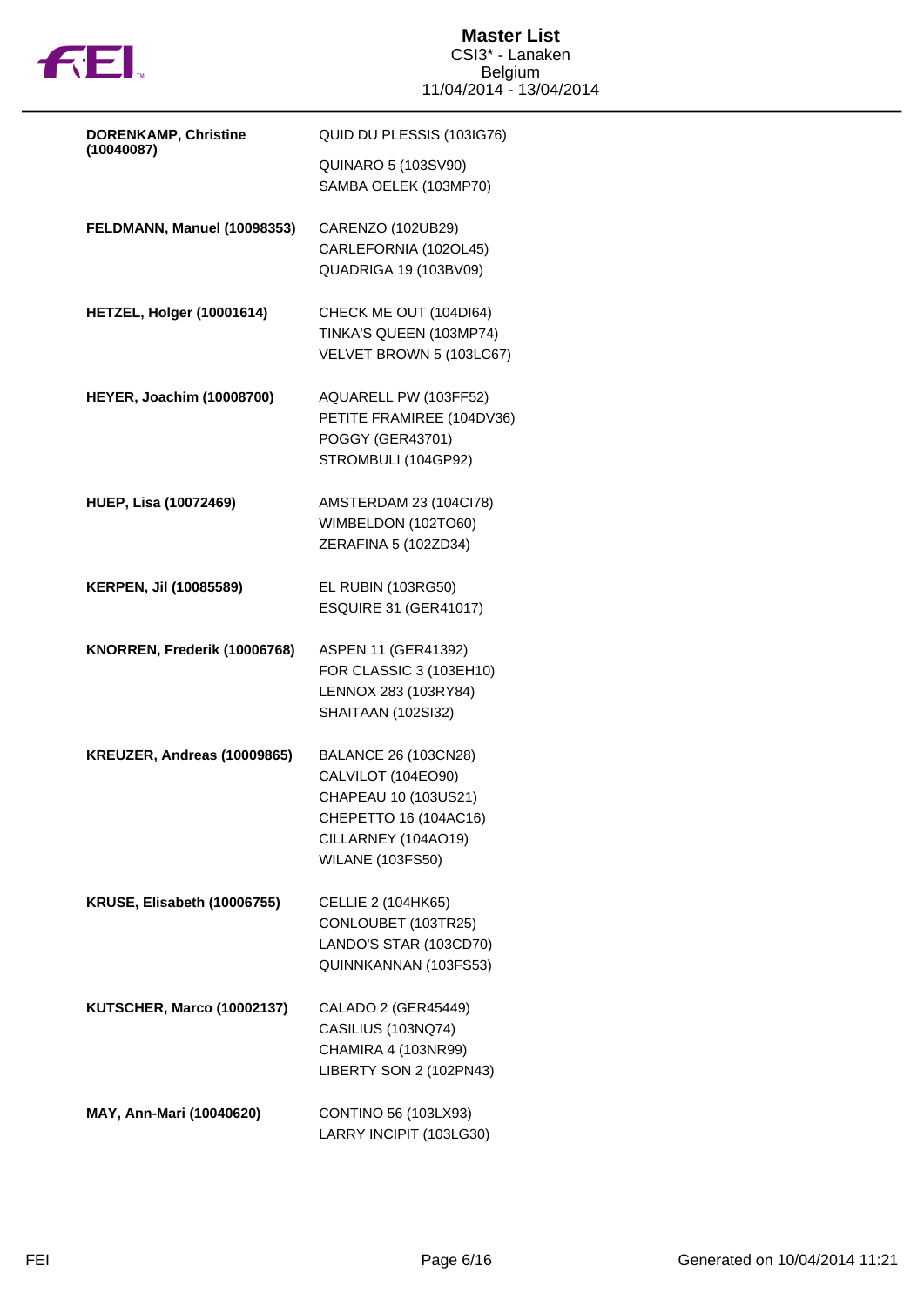| Rider | Horses |
|---|---|
| **DORENKAMP, Christine (10040087)** | QUID DU PLESSIS (103IG76)<br>QUINARO 5 (103SV90)<br>SAMBA OELEK (103MP70) |
| **FELDMANN, Manuel (10098353)** | CARENZO (102UB29)<br>CARLEFORNIA (102OL45)<br>QUADRIGA 19 (103BV09) |
| **HETZEL, Holger (10001614)** | CHECK ME OUT (104DI64)<br>TINKA'S QUEEN (103MP74)<br>VELVET BROWN 5 (103LC67) |
| **HEYER, Joachim (10008700)** | AQUARELL PW (103FF52)<br>PETITE FRAMIREE (104DV36)<br>POGGY (GER43701)<br>STROMBULI (104GP92) |
| **HUEP, Lisa (10072469)** | AMSTERDAM 23 (104CI78)<br>WIMBELDON (102TO60)<br>ZERAFINA 5 (102ZD34) |
| **KERPEN, Jil (10085589)** | EL RUBIN (103RG50)<br>ESQUIRE 31 (GER41017) |
| **KNORREN, Frederik (10006768)** | ASPEN 11 (GER41392)<br>FOR CLASSIC 3 (103EH10)<br>LENNOX 283 (103RY84)<br>SHAITAAN (102SI32) |
| **KREUZER, Andreas (10009865)** | BALANCE 26 (103CN28)<br>CALVILOT (104EO90)<br>CHAPEAU 10 (103US21)<br>CHEPETTO 16 (104AC16)<br>CILLARNEY (104AO19)<br>WILANE (103FS50) |
| **KRUSE, Elisabeth (10006755)** | CELLIE 2 (104HK65)<br>CONLOUBET (103TR25)<br>LANDO'S STAR (103CD70)<br>QUINNKANNAN (103FS53) |
| **KUTSCHER, Marco (10002137)** | CALADO 2 (GER45449)<br>CASILIUS (103NQ74)<br>CHAMIRA 4 (103NR99)<br>LIBERTY SON 2 (102PN43) |
| **MAY, Ann-Mari (10040620)** | CONTINO 56 (103LX93)<br>LARRY INCIPIT (103LG30) |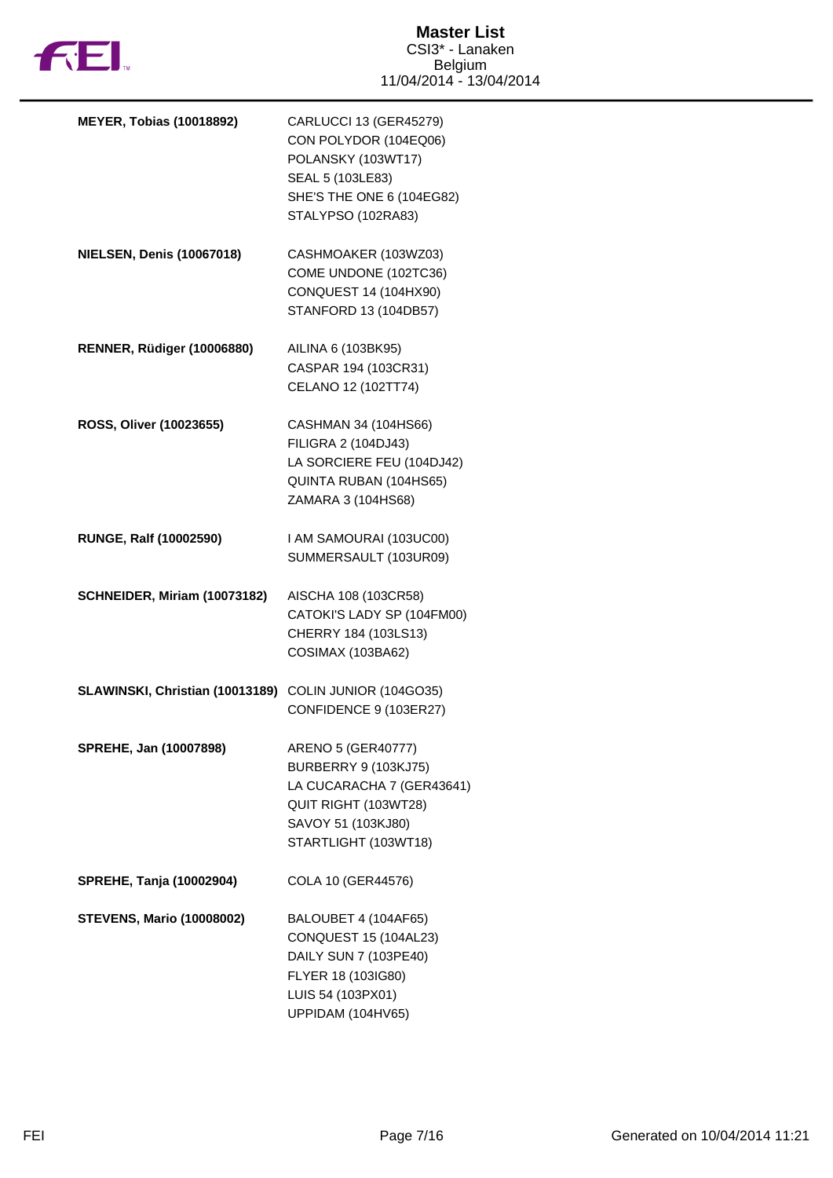| Rider | Horses |
| --- | --- |
| **MEYER, Tobias (10018892)** | CARLUCCI 13 (GER45279)<br>CON POLYDOR (104EQ06)<br>POLANSKY (103WT17)<br>SEAL 5 (103LE83)<br>SHE'S THE ONE 6 (104EG82)<br>STALYPSO (102RA83) |
| **NIELSEN, Denis (10067018)** | CASHMOAKER (103WZ03)<br>COME UNDONE (102TC36)<br>CONQUEST 14 (104HX90)<br>STANFORD 13 (104DB57) |
| **RENNER, Rüdiger (10006880)** | AILINA 6 (103BK95)<br>CASPAR 194 (103CR31)<br>CELANO 12 (102TT74) |
| **ROSS, Oliver (10023655)** | CASHMAN 34 (104HS66)<br>FILIGRA 2 (104DJ43)<br>LA SORCIERE FEU (104DJ42)<br>QUINTA RUBAN (104HS65)<br>ZAMARA 3 (104HS68) |
| **RUNGE, Ralf (10002590)** | I AM SAMOURAI (103UC00)<br>SUMMERSAULT (103UR09) |
| **SCHNEIDER, Miriam (10073182)** | AISCHA 108 (103CR58)<br>CATOKI'S LADY SP (104FM00)<br>CHERRY 184 (103LS13)<br>COSIMAX (103BA62) |
| **SLAWINSKI, Christian (10013189)** | COLIN JUNIOR (104GO35)<br>CONFIDENCE 9 (103ER27) |
| **SPREHE, Jan (10007898)** | ARENO 5 (GER40777)<br>BURBERRY 9 (103KJ75)<br>LA CUCARACHA 7 (GER43641)<br>QUIT RIGHT (103WT28)<br>SAVOY 51 (103KJ80)<br>STARTLIGHT (103WT18) |
| **SPREHE, Tanja (10002904)** | COLA 10 (GER44576) |
| **STEVENS, Mario (10008002)** | BALOUBET 4 (104AF65)<br>CONQUEST 15 (104AL23)<br>DAILY SUN 7 (103PE40)<br>FLYER 18 (103IG80)<br>LUIS 54 (103PX01)<br>UPPIDAM (104HV65) |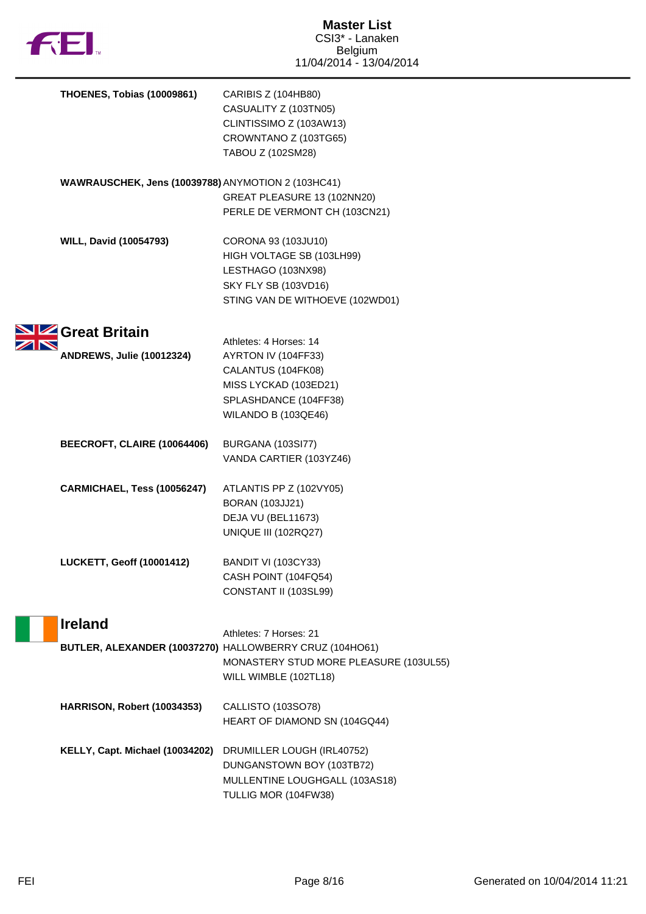| | |
|---|---|
| **THOENES, Tobias (10009861)** | CARIBIS Z (104HB80) |
| | CASUALITY Z (103TN05) |
| | CLINTISSIMO Z (103AW13) |
| | CROWNTANO Z (103TG65) |
| | TABOU Z (102SM28) |
| **WAWRAUSCHEK, Jens (10039788)** | ANYMOTION 2 (103HC41) |
| | GREAT PLEASURE 13 (102NN20) |
| | PERLE DE VERMONT CH (103CN21) |
| **WILL, David (10054793)** | CORONA 93 (103JU10) |
| | HIGH VOLTAGE SB (103LH99) |
| | LESTHAGO (103NX98) |
| | SKY FLY SB (103VD16) |
| | STING VAN DE WITHOEVE (102WD01) |

## Great Britain

Athletes: 4 Horses: 14

| | |
|---|---|
| **ANDREWS, Julie (10012324)** | AYRTON IV (104FF33) |
| | CALANTUS (104FK08) |
| | MISS LYCKAD (103ED21) |
| | SPLASHDANCE (104FF38) |
| | WILANDO B (103QE46) |
| **BEECROFT, CLAIRE (10064406)** | BURGANA (103SI77) |
| | VANDA CARTIER (103YZ46) |
| **CARMICHAEL, Tess (10056247)** | ATLANTIS PP Z (102VY05) |
| | BORAN (103JJ21) |
| | DEJA VU (BEL11673) |
| | UNIQUE III (102RQ27) |
| **LUCKETT, Geoff (10001412)** | BANDIT VI (103CY33) |
| | CASH POINT (104FQ54) |
| | CONSTANT II (103SL99) |

## Ireland

Athletes: 7 Horses: 21

| | |
|---|---|
| **BUTLER, ALEXANDER (10037270)** | HALLOWBERRY CRUZ (104HO61) |
| | MONASTERY STUD MORE PLEASURE (103UL55) |
| | WILL WIMBLE (102TL18) |
| **HARRISON, Robert (10034353)** | CALLISTO (103SO78) |
| | HEART OF DIAMOND SN (104GQ44) |
| **KELLY, Capt. Michael (10034202)** | DRUMILLER LOUGH (IRL40752) |
| | DUNGANSTOWN BOY (103TB72) |
| | MULLENTINE LOUGHGALL (103AS18) |
| | TULLIG MOR (104FW38) |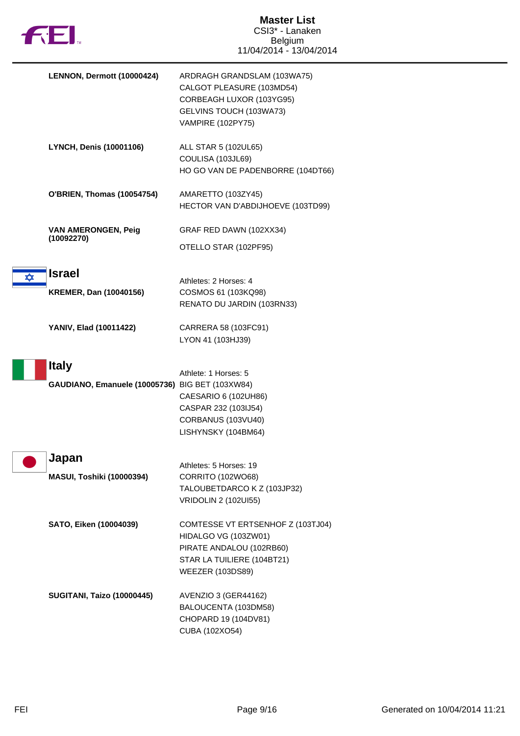**LENNON, Dermott (10000424)**
ARDRAGH GRANDSLAM (103WA75)
CALGOT PLEASURE (103MD54)
CORBEAGH LUXOR (103YG95)
GELVINS TOUCH (103WA73)
VAMPIRE (102PY75)

**LYNCH, Denis (10001106)**
ALL STAR 5 (102UL65)
COULISA (103JL69)
HO GO VAN DE PADENBORRE (104DT66)

**O'BRIEN, Thomas (10054754)**
AMARETTO (103ZY45)
HECTOR VAN D'ABDIJHOEVE (103TD99)

**VAN AMERONGEN, Peig (10092270)**
GRAF RED DAWN (102XX34)
OTELLO STAR (102PF95)

## Israel

Athletes: 2 Horses: 4

**KREMER, Dan (10040156)**
COSMOS 61 (103KQ98)
RENATO DU JARDIN (103RN33)

**YANIV, Elad (10011422)**
CARRERA 58 (103FC91)
LYON 41 (103HJ39)

## Italy

Athlete: 1 Horses: 5

**GAUDIANO, Emanuele (10005736)**
BIG BET (103XW84)
CAESARIO 6 (102UH86)
CASPAR 232 (103IJ54)
CORBANUS (103VU40)
LISHYNSKY (104BM64)

## Japan

Athletes: 5 Horses: 19

**MASUI, Toshiki (10000394)**
CORRITO (102WO68)
TALOUBETDARCO K Z (103JP32)
VRIDOLIN 2 (102UI55)

**SATO, Eiken (10004039)**
COMTESSE VT ERTSENHOF Z (103TJ04)
HIDALGO VG (103ZW01)
PIRATE ANDALOU (102RB60)
STAR LA TUILIERE (104BT21)
WEEZER (103DS89)

**SUGITANI, Taizo (10000445)**
AVENZIO 3 (GER44162)
BALOUCENTA (103DM58)
CHOPARD 19 (104DV81)
CUBA (102XO54)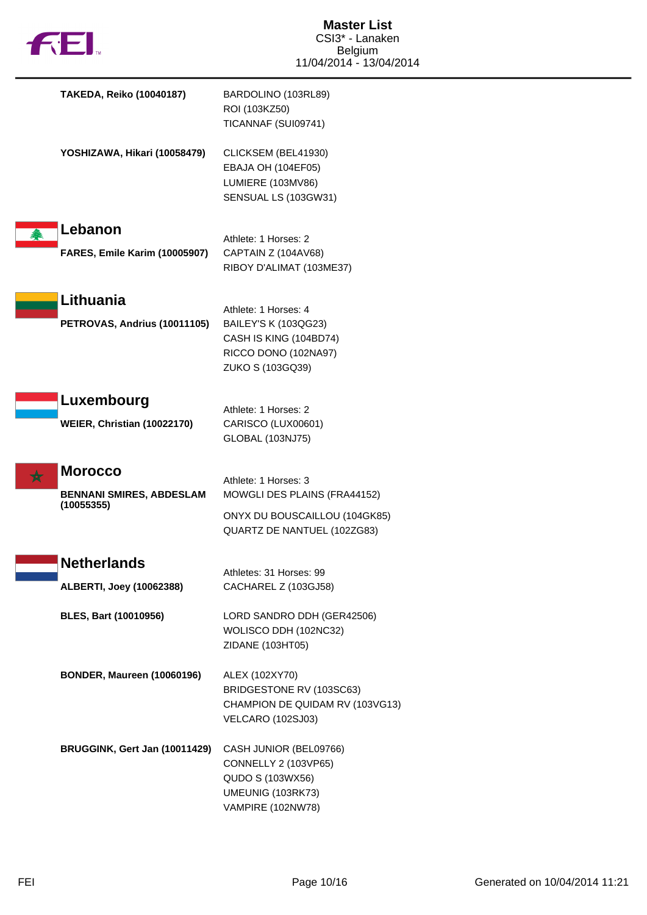**TAKEDA, Reiko (10040187)**
BARDOLINO (103RL89)
ROI (103KZ50)
TICANNAF (SUI09741)

**YOSHIZAWA, Hikari (10058479)**
CLICKSEM (BEL41930)
EBAJA OH (104EF05)
LUMIERE (103MV86)
SENSUAL LS (103GW31)

## Lebanon

Athlete: 1 Horses: 2

**FARES, Emile Karim (10005907)**
CAPTAIN Z (104AV68)
RIBOY D'ALIMAT (103ME37)

## Lithuania

Athlete: 1 Horses: 4

**PETROVAS, Andrius (10011105)**
BAILEY'S K (103QG23)
CASH IS KING (104BD74)
RICCO DONO (102NA97)
ZUKO S (103GQ39)

## Luxembourg

Athlete: 1 Horses: 2

**WEIER, Christian (10022170)**
CARISCO (LUX00601)
GLOBAL (103NJ75)

## Morocco

Athlete: 1 Horses: 3

**BENNANI SMIRES, ABDESLAM (10055355)**
MOWGLI DES PLAINS (FRA44152)
ONYX DU BOUSCAILLOU (104GK85)
QUARTZ DE NANTUEL (102ZG83)

## Netherlands

Athletes: 31 Horses: 99

**ALBERTI, Joey (10062388)**
CACHAREL Z (103GJ58)

**BLES, Bart (10010956)**
LORD SANDRO DDH (GER42506)
WOLISCO DDH (102NC32)
ZIDANE (103HT05)

**BONDER, Maureen (10060196)**
ALEX (102XY70)
BRIDGESTONE RV (103SC63)
CHAMPION DE QUIDAM RV (103VG13)
VELCARO (102SJ03)

**BRUGGINK, Gert Jan (10011429)**
CASH JUNIOR (BEL09766)
CONNELLY 2 (103VP65)
QUDO S (103WX56)
UMEUNIG (103RK73)
VAMPIRE (102NW78)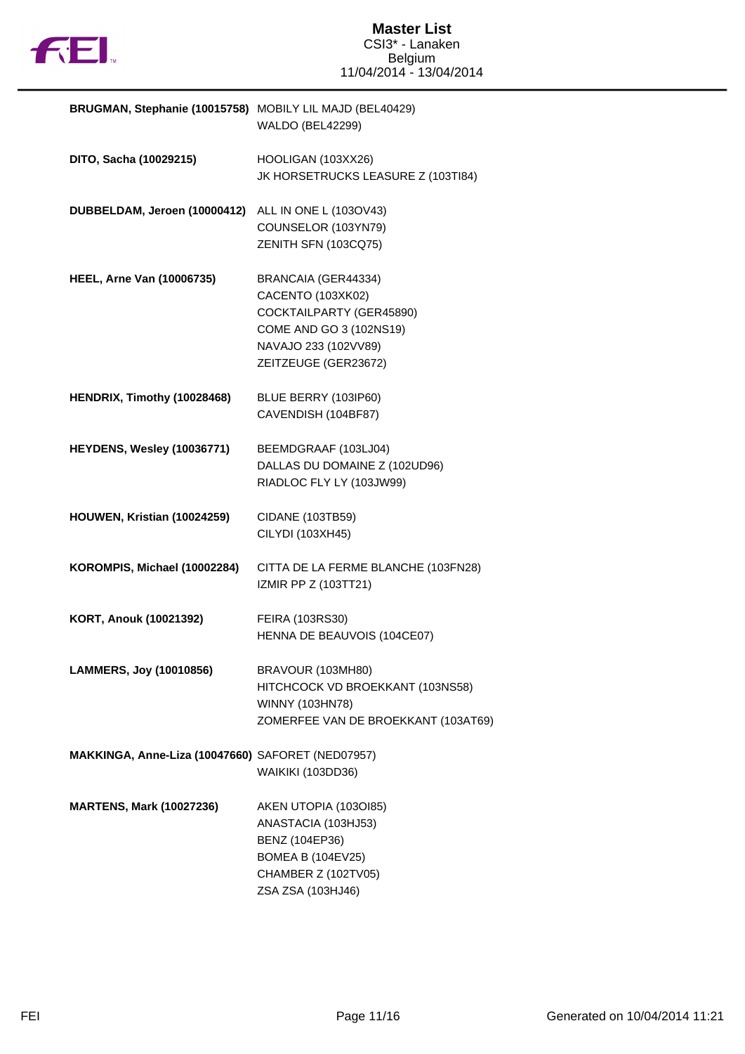# Master List

CSI3* - Lanaken
Belgium
11/04/2014 - 13/04/2014

| Rider | Horses |
| --- | --- |
| **BRUGMAN, Stephanie (10015758)** | MOBILY LIL MAJD (BEL40429)<br>WALDO (BEL42299) |
| **DITO, Sacha (10029215)** | HOOLIGAN (103XX26)<br>JK HORSETRUCKS LEASURE Z (103TI84) |
| **DUBBELDAM, Jeroen (10000412)** | ALL IN ONE L (103OV43)<br>COUNSELOR (103YN79)<br>ZENITH SFN (103CQ75) |
| **HEEL, Arne Van (10006735)** | BRANCAIA (GER44334)<br>CACENTO (103XK02)<br>COCKTAILPARTY (GER45890)<br>COME AND GO 3 (102NS19)<br>NAVAJO 233 (102VV89)<br>ZEITZEUGE (GER23672) |
| **HENDRIX, Timothy (10028468)** | BLUE BERRY (103IP60)<br>CAVENDISH (104BF87) |
| **HEYDENS, Wesley (10036771)** | BEEMDGRAAF (103LJ04)<br>DALLAS DU DOMAINE Z (102UD96)<br>RIADLOC FLY LY (103JW99) |
| **HOUWEN, Kristian (10024259)** | CIDANE (103TB59)<br>CILYDI (103XH45) |
| **KOROMPIS, Michael (10002284)** | CITTA DE LA FERME BLANCHE (103FN28)<br>IZMIR PP Z (103TT21) |
| **KORT, Anouk (10021392)** | FEIRA (103RS30)<br>HENNA DE BEAUVOIS (104CE07) |
| **LAMMERS, Joy (10010856)** | BRAVOUR (103MH80)<br>HITCHCOCK VD BROEKKANT (103NS58)<br>WINNY (103HN78)<br>ZOMERFEE VAN DE BROEKKANT (103AT69) |
| **MAKKINGA, Anne-Liza (10047660)** | SAFORET (NED07957)<br>WAIKIKI (103DD36) |
| **MARTENS, Mark (10027236)** | AKEN UTOPIA (103OI85)<br>ANASTACIA (103HJ53)<br>BENZ (104EP36)<br>BOMEA B (104EV25)<br>CHAMBER Z (102TV05)<br>ZSA ZSA (103HJ46) |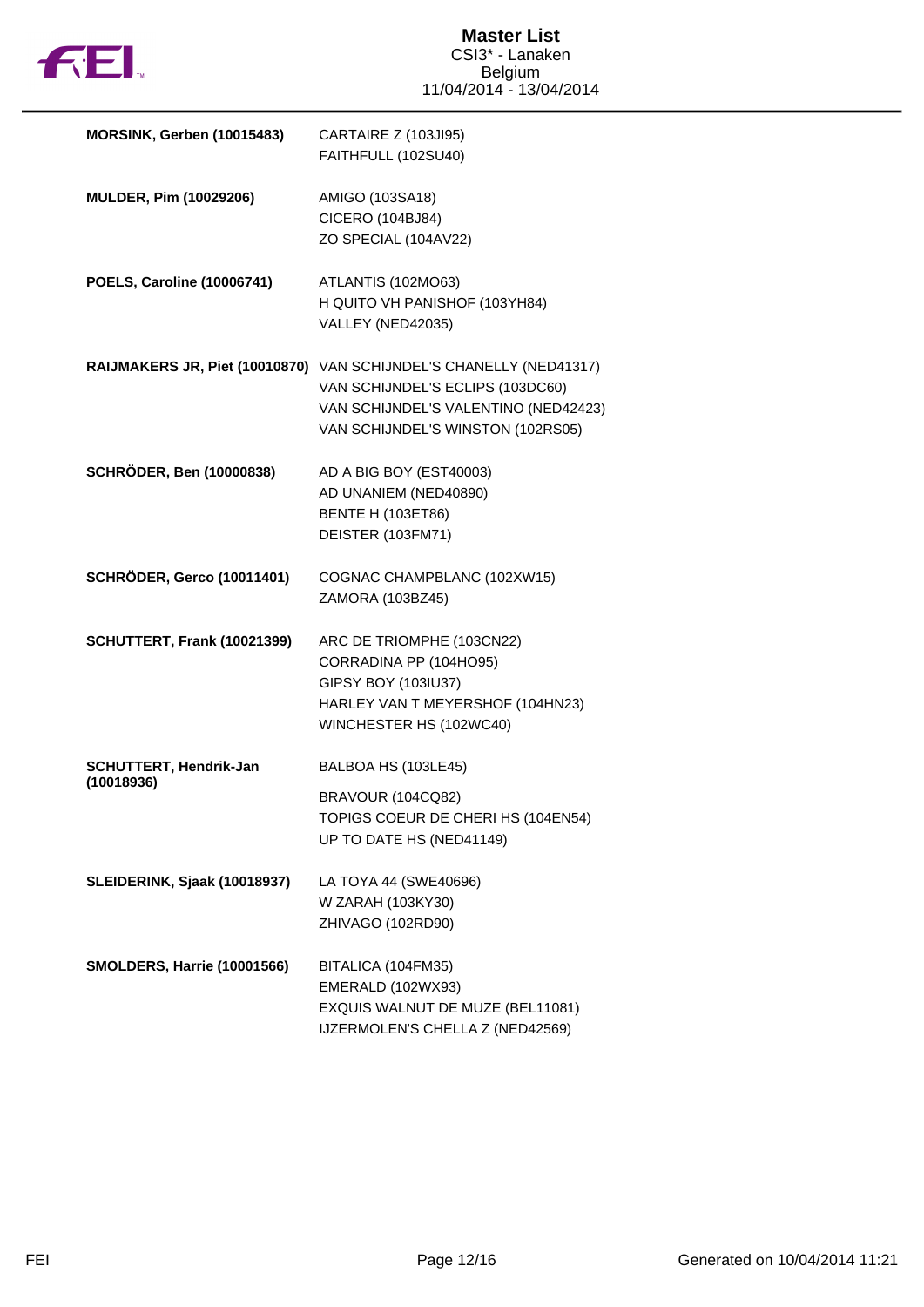# Master List

CSI3* - Lanaken
Belgium
11/04/2014 - 13/04/2014

| Rider | Horses |
| --- | --- |
| **MORSINK, Gerben (10015483)** | CARTAIRE Z (103JI95)<br>FAITHFULL (102SU40) |
| **MULDER, Pim (10029206)** | AMIGO (103SA18)<br>CICERO (104BJ84)<br>ZO SPECIAL (104AV22) |
| **POELS, Caroline (10006741)** | ATLANTIS (102MO63)<br>H QUITO VH PANISHOF (103YH84)<br>VALLEY (NED42035) |
| **RAIJMAKERS JR, Piet (10010870)** | VAN SCHIJNDEL'S CHANELLY (NED41317)<br>VAN SCHIJNDEL'S ECLIPS (103DC60)<br>VAN SCHIJNDEL'S VALENTINO (NED42423)<br>VAN SCHIJNDEL'S WINSTON (102RS05) |
| **SCHRÖDER, Ben (10000838)** | AD A BIG BOY (EST40003)<br>AD UNANIEM (NED40890)<br>BENTE H (103ET86)<br>DEISTER (103FM71) |
| **SCHRÖDER, Gerco (10011401)** | COGNAC CHAMPBLANC (102XW15)<br>ZAMORA (103BZ45) |
| **SCHUTTERT, Frank (10021399)** | ARC DE TRIOMPHE (103CN22)<br>CORRADINA PP (104HO95)<br>GIPSY BOY (103IU37)<br>HARLEY VAN T MEYERSHOF (104HN23)<br>WINCHESTER HS (102WC40) |
| **SCHUTTERT, Hendrik-Jan (10018936)** | BALBOA HS (103LE45)<br>BRAVOUR (104CQ82)<br>TOPIGS COEUR DE CHERI HS (104EN54)<br>UP TO DATE HS (NED41149) |
| **SLEIDERINK, Sjaak (10018937)** | LA TOYA 44 (SWE40696)<br>W ZARAH (103KY30)<br>ZHIVAGO (102RD90) |
| **SMOLDERS, Harrie (10001566)** | BITALICA (104FM35)<br>EMERALD (102WX93)<br>EXQUIS WALNUT DE MUZE (BEL11081)<br>IJZERMOLEN'S CHELLA Z (NED42569) |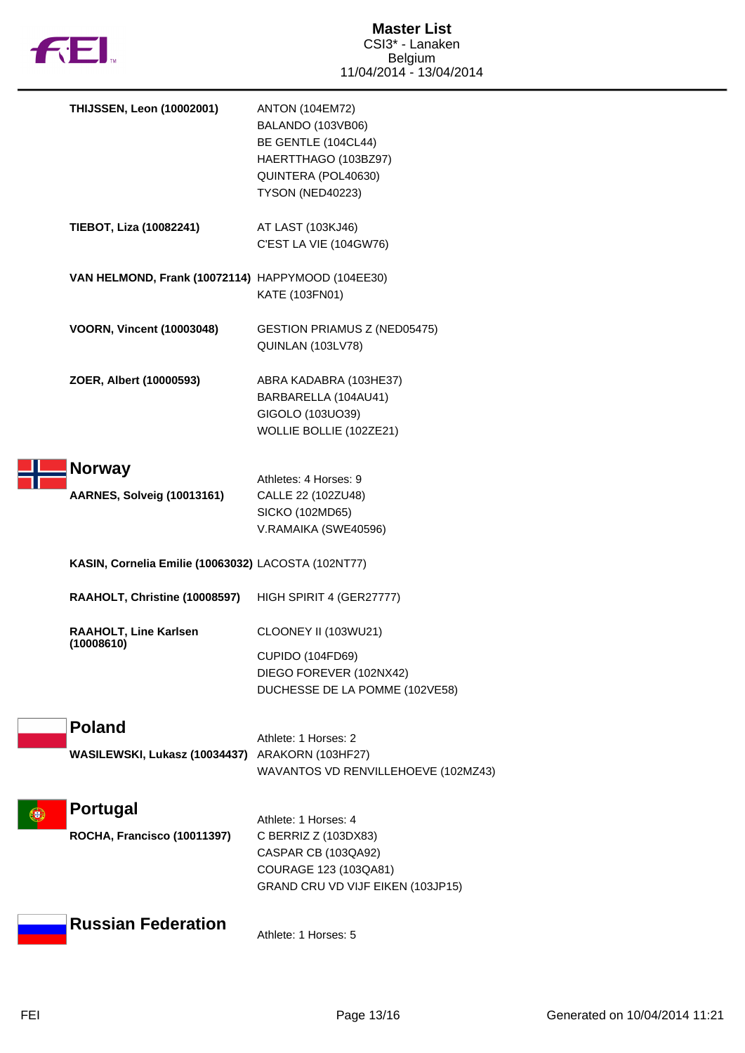| Athlete | Horses |
|---|---|
| **THIJSSEN, Leon (10002001)** | ANTON (104EM72) |
| | BALANDO (103VB06) |
| | BE GENTLE (104CL44) |
| | HAERTTHAGO (103BZ97) |
| | QUINTERA (POL40630) |
| | TYSON (NED40223) |
| **TIEBOT, Liza (10082241)** | AT LAST (103KJ46) |
| | C'EST LA VIE (104GW76) |
| **VAN HELMOND, Frank (10072114)** | HAPPYMOOD (104EE30) |
| | KATE (103FN01) |
| **VOORN, Vincent (10003048)** | GESTION PRIAMUS Z (NED05475) |
| | QUINLAN (103LV78) |
| **ZOER, Albert (10000593)** | ABRA KADABRA (103HE37) |
| | BARBARELLA (104AU41) |
| | GIGOLO (103UO39) |
| | WOLLIE BOLLIE (102ZE21) |

## Norway

Athletes: 4 Horses: 9

| Athlete | Horses |
|---|---|
| **AARNES, Solveig (10013161)** | CALLE 22 (102ZU48) |
| | SICKO (102MD65) |
| | V.RAMAIKA (SWE40596) |
| **KASIN, Cornelia Emilie (10063032)** | LACOSTA (102NT77) |
| **RAAHOLT, Christine (10008597)** | HIGH SPIRIT 4 (GER27777) |
| **RAAHOLT, Line Karlsen (10008610)** | CLOONEY II (103WU21) |
| | CUPIDO (104FD69) |
| | DIEGO FOREVER (102NX42) |
| | DUCHESSE DE LA POMME (102VE58) |

## Poland

Athlete: 1 Horses: 2

| Athlete | Horses |
|---|---|
| **WASILEWSKI, Lukasz (10034437)** | ARAKORN (103HF27) |
| | WAVANTOS VD RENVILLEHOEVE (102MZ43) |

## Portugal

Athlete: 1 Horses: 4

| Athlete | Horses |
|---|---|
| **ROCHA, Francisco (10011397)** | C BERRIZ Z (103DX83) |
| | CASPAR CB (103QA92) |
| | COURAGE 123 (103QA81) |
| | GRAND CRU VD VIJF EIKEN (103JP15) |

## Russian Federation

Athlete: 1 Horses: 5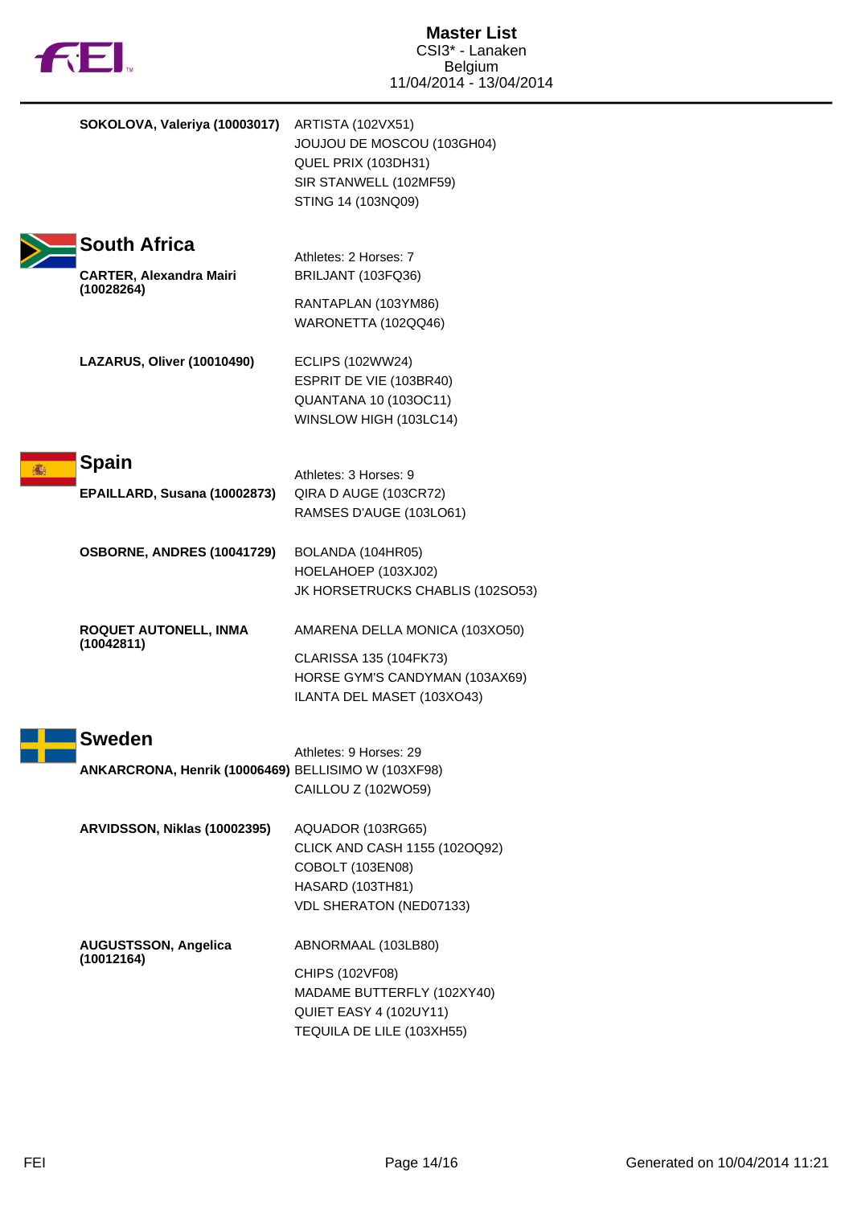**SOKOLOVA, Valeriya (10003017)**
- ARTISTA (102VX51)
- JOUJOU DE MOSCOU (103GH04)
- QUEL PRIX (103DH31)
- SIR STANWELL (102MF59)
- STING 14 (103NQ09)

## South Africa

Athletes: 2 Horses: 7

**CARTER, Alexandra Mairi (10028264)**
- BRILJANT (103FQ36)
- RANTAPLAN (103YM86)
- WARONETTA (102QQ46)

**LAZARUS, Oliver (10010490)**
- ECLIPS (102WW24)
- ESPRIT DE VIE (103BR40)
- QUANTANA 10 (103OC11)
- WINSLOW HIGH (103LC14)

## Spain

Athletes: 3 Horses: 9

**EPAILLARD, Susana (10002873)**
- QIRA D AUGE (103CR72)
- RAMSES D'AUGE (103LO61)

**OSBORNE, ANDRES (10041729)**
- BOLANDA (104HR05)
- HOELAHOEP (103XJ02)
- JK HORSETRUCKS CHABLIS (102SO53)

**ROQUET AUTONELL, INMA (10042811)**
- AMARENA DELLA MONICA (103XO50)
- CLARISSA 135 (104FK73)
- HORSE GYM'S CANDYMAN (103AX69)
- ILANTA DEL MASET (103XO43)

## Sweden

Athletes: 9 Horses: 29

**ANKARCRONA, Henrik (10006469)**
- BELLISIMO W (103XF98)
- CAILLOU Z (102WO59)

**ARVIDSSON, Niklas (10002395)**
- AQUADOR (103RG65)
- CLICK AND CASH 1155 (102OQ92)
- COBOLT (103EN08)
- HASARD (103TH81)
- VDL SHERATON (NED07133)

**AUGUSTSSON, Angelica (10012164)**
- ABNORMAAL (103LB80)
- CHIPS (102VF08)
- MADAME BUTTERFLY (102XY40)
- QUIET EASY 4 (102UY11)
- TEQUILA DE LILE (103XH55)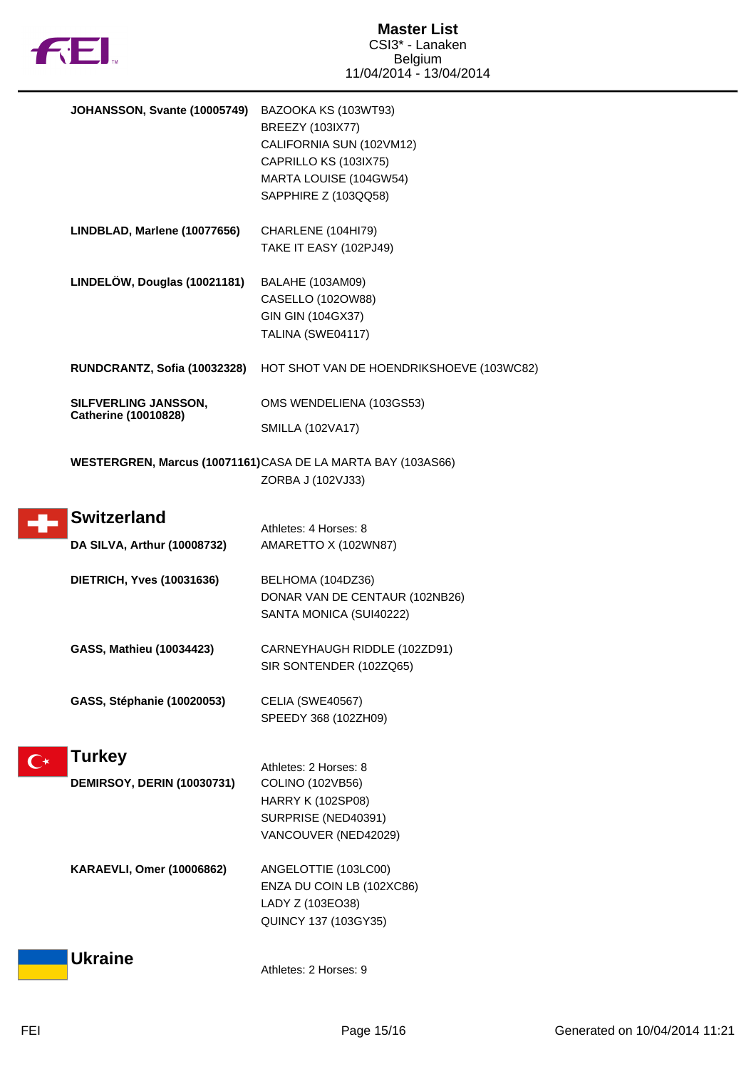| Athlete | Horses |
|---|---|
| **JOHANSSON, Svante (10005749)** | BAZOOKA KS (103WT93)<br>BREEZY (103IX77)<br>CALIFORNIA SUN (102VM12)<br>CAPRILLO KS (103IX75)<br>MARTA LOUISE (104GW54)<br>SAPPHIRE Z (103QQ58) |
| **LINDBLAD, Marlene (10077656)** | CHARLENE (104HI79)<br>TAKE IT EASY (102PJ49) |
| **LINDELÖW, Douglas (10021181)** | BALAHE (103AM09)<br>CASELLO (102OW88)<br>GIN GIN (104GX37)<br>TALINA (SWE04117) |
| **RUNDCRANTZ, Sofia (10032328)** | HOT SHOT VAN DE HOENDRIKSHOEVE (103WC82) |
| **SILFVERLING JANSSON, Catherine (10010828)** | OMS WENDELIENA (103GS53)<br>SMILLA (102VA17) |
| **WESTERGREN, Marcus (10071161)** | CASA DE LA MARTA BAY (103AS66)<br>ZORBA J (102VJ33) |

## Switzerland

Athletes: 4 Horses: 8

| Athlete | Horses |
|---|---|
| **DA SILVA, Arthur (10008732)** | AMARETTO X (102WN87) |
| **DIETRICH, Yves (10031636)** | BELHOMA (104DZ36)<br>DONAR VAN DE CENTAUR (102NB26)<br>SANTA MONICA (SUI40222) |
| **GASS, Mathieu (10034423)** | CARNEYHAUGH RIDDLE (102ZD91)<br>SIR SONTENDER (102ZQ65) |
| **GASS, Stéphanie (10020053)** | CELIA (SWE40567)<br>SPEEDY 368 (102ZH09) |

## Turkey

Athletes: 2 Horses: 8

| Athlete | Horses |
|---|---|
| **DEMIRSOY, DERIN (10030731)** | COLINO (102VB56)<br>HARRY K (102SP08)<br>SURPRISE (NED40391)<br>VANCOUVER (NED42029) |
| **KARAEVLI, Omer (10006862)** | ANGELOTTIE (103LC00)<br>ENZA DU COIN LB (102XC86)<br>LADY Z (103EO38)<br>QUINCY 137 (103GY35) |

## Ukraine

Athletes: 2 Horses: 9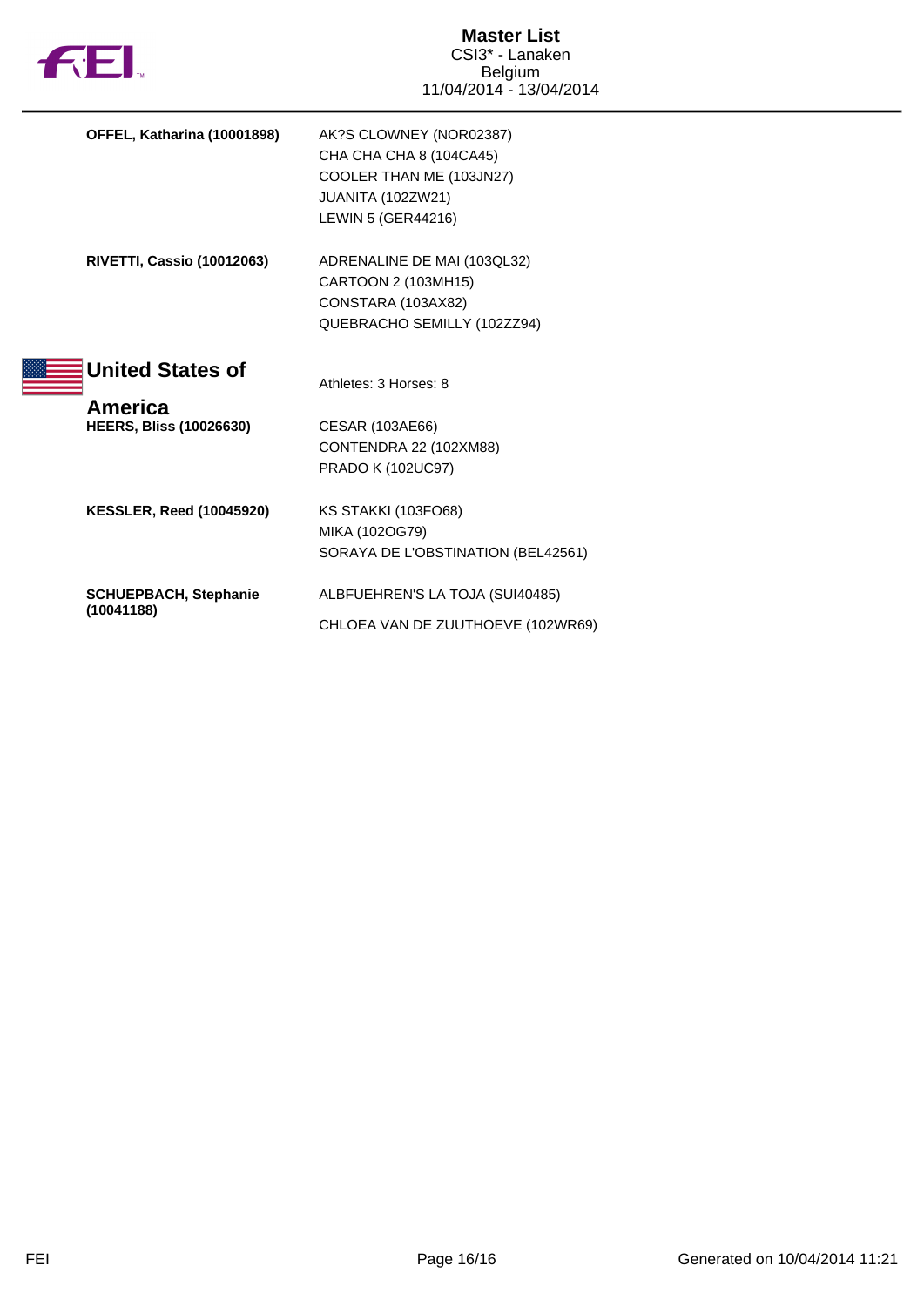| | |
|---|---|
| **OFFEL, Katharina (10001898)** | AK?S CLOWNEY (NOR02387)<br>CHA CHA CHA 8 (104CA45)<br>COOLER THAN ME (103JN27)<br>JUANITA (102ZW21)<br>LEWIN 5 (GER44216) |
| **RIVETTI, Cassio (10012063)** | ADRENALINE DE MAI (103QL32)<br>CARTOON 2 (103MH15)<br>CONSTARA (103AX82)<br>QUEBRACHO SEMILLY (102ZZ94) |

## United States of America

Athletes: 3 Horses: 8

| | |
|---|---|
| **HEERS, Bliss (10026630)** | CESAR (103AE66)<br>CONTENDRA 22 (102XM88)<br>PRADO K (102UC97) |
| **KESSLER, Reed (10045920)** | KS STAKKI (103FO68)<br>MIKA (102OG79)<br>SORAYA DE L'OBSTINATION (BEL42561) |
| **SCHUEPBACH, Stephanie (10041188)** | ALBFUEHREN'S LA TOJA (SUI40485)<br>CHLOEA VAN DE ZUUTHOEVE (102WR69) |